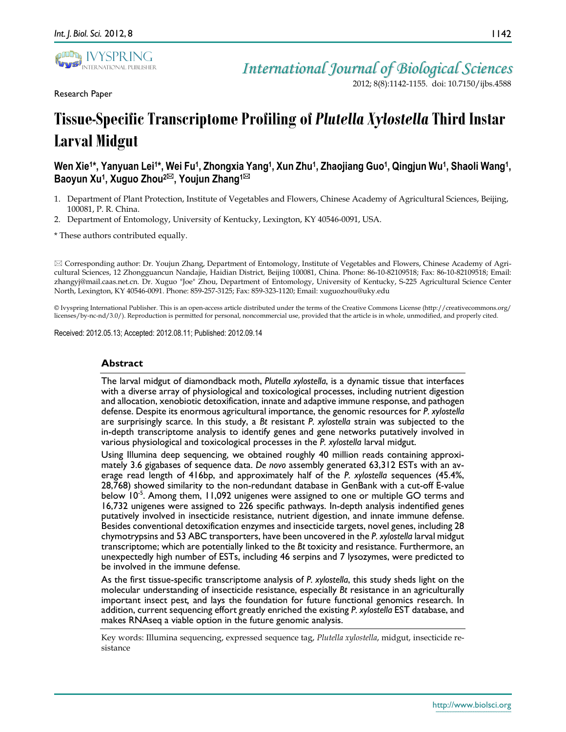Research Paper

# Tissue-Specific Transcriptome Profiling of *Plutella Xylostella* Third Instar Larval Midgut

**Wen Xie[1*], Yanyuan Lei[1*], Wei Fu[1], Zhongxia Yang[1], Xun Zhu[1], Zhaojiang Guo[1], Qingjun Wu[1], Shaoli Wang[1], Baoyun Xu[1], Xuguo Zhou[2✉], Youjun Zhang[1✉]**

1. Department of Plant Protection, Institute of Vegetables and Flowers, Chinese Academy of Agricultural Sciences, Beijing, 100081, P. R. China.
2. Department of Entomology, University of Kentucky, Lexington, KY 40546-0091, USA.

\* These authors contributed equally.

✉ Corresponding author: Dr. Youjun Zhang, Department of Entomology, Institute of Vegetables and Flowers, Chinese Academy of Agricultural Sciences, 12 Zhongguancun Nandajie, Haidian District, Beijing 100081, China. Phone: 86-10-82109518; Fax: 86-10-82109518; Email: zhangyj@mail.caas.net.cn. Dr. Xuguo "Joe" Zhou, Department of Entomology, University of Kentucky, S-225 Agricultural Science Center North, Lexington, KY 40546-0091. Phone: 859-257-3125; Fax: 859-323-1120; Email: xuguozhou@uky.edu

© Ivyspring International Publisher. This is an open-access article distributed under the terms of the Creative Commons License (http://creativecommons.org/licenses/by-nc-nd/3.0/). Reproduction is permitted for personal, noncommercial use, provided that the article is in whole, unmodified, and properly cited.

Received: 2012.05.13; Accepted: 2012.08.11; Published: 2012.09.14

## Abstract

The larval midgut of diamondback moth, *Plutella xylostella*, is a dynamic tissue that interfaces with a diverse array of physiological and toxicological processes, including nutrient digestion and allocation, xenobiotic detoxification, innate and adaptive immune response, and pathogen defense. Despite its enormous agricultural importance, the genomic resources for *P. xylostella* are surprisingly scarce. In this study, a *Bt* resistant *P. xylostella* strain was subjected to the in-depth transcriptome analysis to identify genes and gene networks putatively involved in various physiological and toxicological processes in the *P. xylostella* larval midgut.

Using Illumina deep sequencing, we obtained roughly 40 million reads containing approximately 3.6 gigabases of sequence data. *De novo* assembly generated 63,312 ESTs with an average read length of 416bp, and approximately half of the *P. xylostella* sequences (45.4%, 28,768) showed similarity to the non-redundant database in GenBank with a cut-off E-value below $10^{-5}$. Among them, 11,092 unigenes were assigned to one or multiple GO terms and 16,732 unigenes were assigned to 226 specific pathways. In-depth analysis indentified genes putatively involved in insecticide resistance, nutrient digestion, and innate immune defense. Besides conventional detoxification enzymes and insecticide targets, novel genes, including 28 chymotrypsins and 53 ABC transporters, have been uncovered in the *P. xylostella* larval midgut transcriptome; which are potentially linked to the *Bt* toxicity and resistance. Furthermore, an unexpectedly high number of ESTs, including 46 serpins and 7 lysozymes, were predicted to be involved in the immune defense.

As the first tissue-specific transcriptome analysis of *P. xylostella*, this study sheds light on the molecular understanding of insecticide resistance, especially *Bt* resistance in an agriculturally important insect pest, and lays the foundation for future functional genomics research. In addition, current sequencing effort greatly enriched the existing *P. xylostella* EST database, and makes RNAseq a viable option in the future genomic analysis.

Key words: Illumina sequencing, expressed sequence tag, *Plutella xylostella*, midgut, insecticide resistance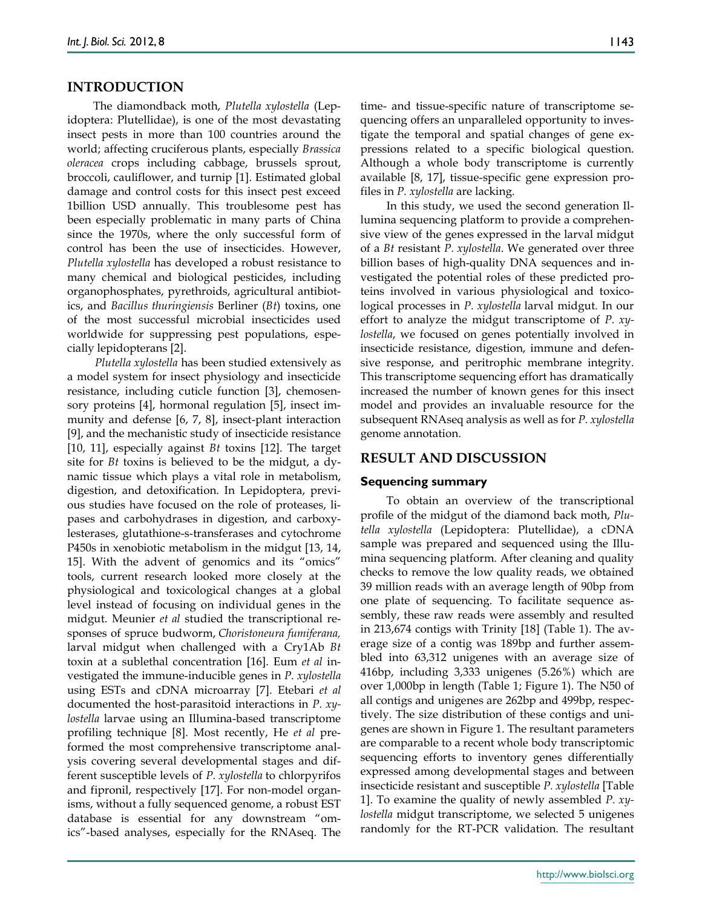## INTRODUCTION

The diamondback moth, *Plutella xylostella* (Lepidoptera: Plutellidae), is one of the most devastating insect pests in more than 100 countries around the world; affecting cruciferous plants, especially *Brassica oleracea* crops including cabbage, brussels sprout, broccoli, cauliflower, and turnip [1]. Estimated global damage and control costs for this insect pest exceed 1billion USD annually. This troublesome pest has been especially problematic in many parts of China since the 1970s, where the only successful form of control has been the use of insecticides. However, *Plutella xylostella* has developed a robust resistance to many chemical and biological pesticides, including organophosphates, pyrethroids, agricultural antibiotics, and *Bacillus thuringiensis* Berliner (*Bt*) toxins, one of the most successful microbial insecticides used worldwide for suppressing pest populations, especially lepidopterans [2].

*Plutella xylostella* has been studied extensively as a model system for insect physiology and insecticide resistance, including cuticle function [3], chemosensory proteins [4], hormonal regulation [5], insect immunity and defense [6, 7, 8], insect-plant interaction [9], and the mechanistic study of insecticide resistance [10, 11], especially against *Bt* toxins [12]. The target site for *Bt* toxins is believed to be the midgut, a dynamic tissue which plays a vital role in metabolism, digestion, and detoxification. In Lepidoptera, previous studies have focused on the role of proteases, lipases and carbohydrases in digestion, and carboxylesterases, glutathione-s-transferases and cytochrome P450s in xenobiotic metabolism in the midgut [13, 14, 15]. With the advent of genomics and its "omics" tools, current research looked more closely at the physiological and toxicological changes at a global level instead of focusing on individual genes in the midgut. Meunier *et al* studied the transcriptional responses of spruce budworm, *Choristoneura fumiferana,* larval midgut when challenged with a Cry1Ab *Bt* toxin at a sublethal concentration [16]. Eum *et al* investigated the immune-inducible genes in *P. xylostella* using ESTs and cDNA microarray [7]. Etebari *et al* documented the host-parasitoid interactions in *P. xylostella* larvae using an Illumina-based transcriptome profiling technique [8]. Most recently, He *et al* preformed the most comprehensive transcriptome analysis covering several developmental stages and different susceptible levels of *P. xylostella* to chlorpyrifos and fipronil, respectively [17]. For non-model organisms, without a fully sequenced genome, a robust EST database is essential for any downstream "omics"-based analyses, especially for the RNAseq. The time- and tissue-specific nature of transcriptome sequencing offers an unparalleled opportunity to investigate the temporal and spatial changes of gene expressions related to a specific biological question. Although a whole body transcriptome is currently available [8, 17], tissue-specific gene expression profiles in *P. xylostella* are lacking.

In this study, we used the second generation Illumina sequencing platform to provide a comprehensive view of the genes expressed in the larval midgut of a *Bt* resistant *P. xylostella*. We generated over three billion bases of high-quality DNA sequences and investigated the potential roles of these predicted proteins involved in various physiological and toxicological processes in *P. xylostella* larval midgut. In our effort to analyze the midgut transcriptome of *P. xylostella*, we focused on genes potentially involved in insecticide resistance, digestion, immune and defensive response, and peritrophic membrane integrity. This transcriptome sequencing effort has dramatically increased the number of known genes for this insect model and provides an invaluable resource for the subsequent RNAseq analysis as well as for *P. xylostella* genome annotation.

## RESULT AND DISCUSSION

### Sequencing summary

To obtain an overview of the transcriptional profile of the midgut of the diamond back moth, *Plutella xylostella* (Lepidoptera: Plutellidae), a cDNA sample was prepared and sequenced using the Illumina sequencing platform. After cleaning and quality checks to remove the low quality reads, we obtained 39 million reads with an average length of 90bp from one plate of sequencing. To facilitate sequence assembly, these raw reads were assembly and resulted in 213,674 contigs with Trinity [18] (Table 1). The average size of a contig was 189bp and further assembled into 63,312 unigenes with an average size of 416bp, including 3,333 unigenes (5.26%) which are over 1,000bp in length (Table 1; Figure 1). The N50 of all contigs and unigenes are 262bp and 499bp, respectively. The size distribution of these contigs and unigenes are shown in Figure 1. The resultant parameters are comparable to a recent whole body transcriptomic sequencing efforts to inventory genes differentially expressed among developmental stages and between insecticide resistant and susceptible *P. xylostella* [Table 1]. To examine the quality of newly assembled *P. xylostella* midgut transcriptome, we selected 5 unigenes randomly for the RT-PCR validation. The resultant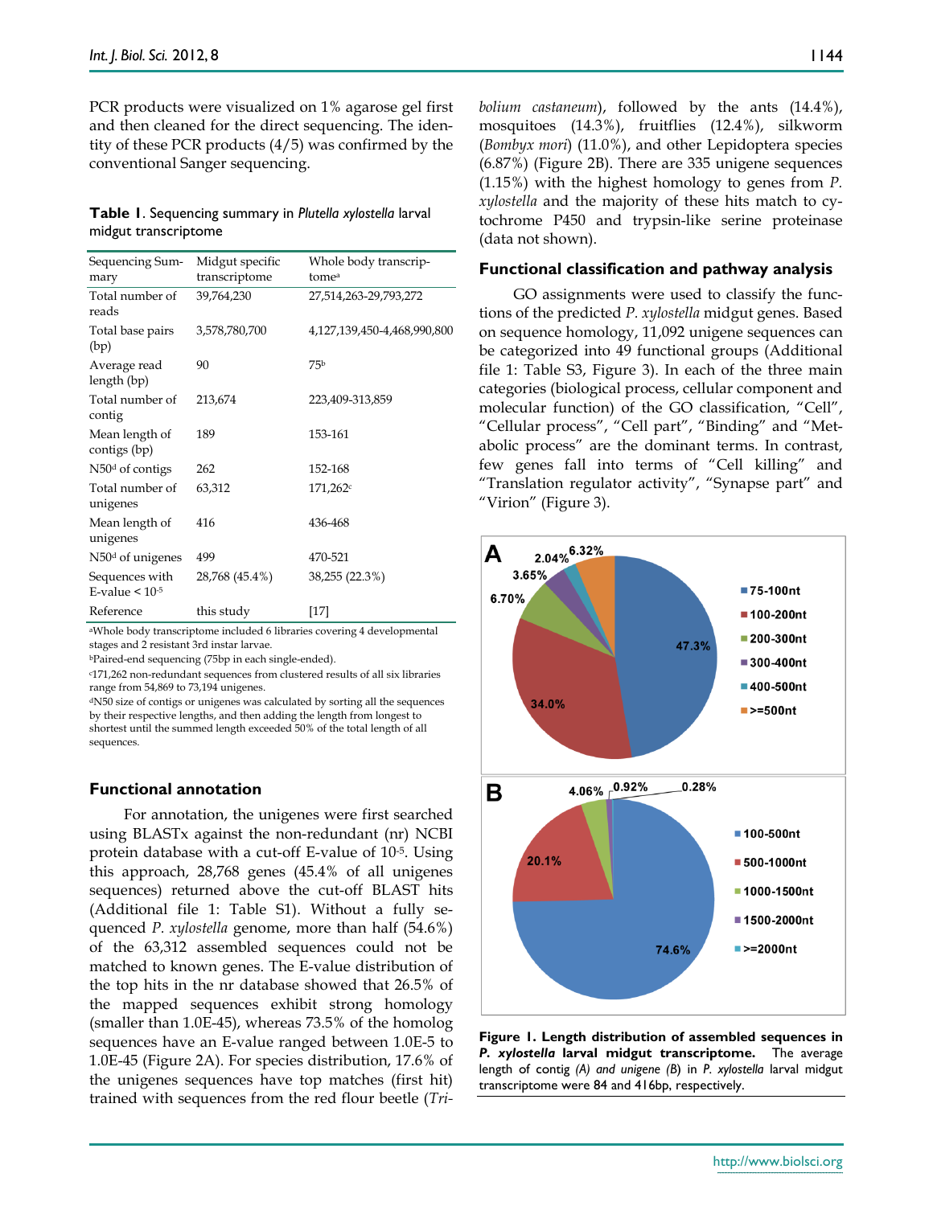PCR products were visualized on 1% agarose gel first and then cleaned for the direct sequencing. The identity of these PCR products (4/5) was confirmed by the conventional Sanger sequencing.

**Table 1**. Sequencing summary in *Plutella xylostella* larval midgut transcriptome

| Sequencing Summary | Midgut specific transcriptome | Whole body transcriptome[a] |
|---|---|---|
| Total number of reads | 39,764,230 | 27,514,263-29,793,272 |
| Total base pairs (bp) | 3,578,780,700 | 4,127,139,450-4,468,990,800 |
| Average read length (bp) | 90 | 75[b] |
| Total number of contig | 213,674 | 223,409-313,859 |
| Mean length of contigs (bp) | 189 | 153-161 |
| N50[d] of contigs | 262 | 152-168 |
| Total number of unigenes | 63,312 | 171,262[c] |
| Mean length of unigenes | 416 | 436-468 |
| N50[d] of unigenes | 499 | 470-521 |
| Sequences with E-value < $10^{-5}$ | 28,768 (45.4%) | 38,255 (22.3%) |
| Reference | this study | [17] |

[a]Whole body transcriptome included 6 libraries covering 4 developmental stages and 2 resistant 3rd instar larvae.
[b]Paired-end sequencing (75bp in each single-ended).
[c]171,262 non-redundant sequences from clustered results of all six libraries range from 54,869 to 73,194 unigenes.
[d]N50 size of contigs or unigenes was calculated by sorting all the sequences by their respective lengths, and then adding the length from longest to shortest until the summed length exceeded 50% of the total length of all sequences.

### Functional annotation

For annotation, the unigenes were first searched using BLASTx against the non-redundant (nr) NCBI protein database with a cut-off E-value of $10^{-5}$. Using this approach, 28,768 genes (45.4% of all unigenes sequences) returned above the cut-off BLAST hits (Additional file 1: Table S1). Without a fully sequenced *P. xylostella* genome, more than half (54.6%) of the 63,312 assembled sequences could not be matched to known genes. The E-value distribution of the top hits in the nr database showed that 26.5% of the mapped sequences exhibit strong homology (smaller than 1.0E-45), whereas 73.5% of the homolog sequences have an E-value ranged between 1.0E-5 to 1.0E-45 (Figure 2A). For species distribution, 17.6% of the unigenes sequences have top matches (first hit) trained with sequences from the red flour beetle (*Tribolium castaneum*), followed by the ants (14.4%), mosquitoes (14.3%), fruitflies (12.4%), silkworm (*Bombyx mori*) (11.0%), and other Lepidoptera species (6.87%) (Figure 2B). There are 335 unigene sequences (1.15%) with the highest homology to genes from *P. xylostella* and the majority of these hits match to cytochrome P450 and trypsin-like serine proteinase (data not shown).

### Functional classification and pathway analysis

GO assignments were used to classify the functions of the predicted *P. xylostella* midgut genes. Based on sequence homology, 11,092 unigene sequences can be categorized into 49 functional groups (Additional file 1: Table S3, Figure 3). In each of the three main categories (biological process, cellular component and molecular function) of the GO classification, "Cell", "Cellular process", "Cell part", "Binding" and "Metabolic process" are the dominant terms. In contrast, few genes fall into terms of "Cell killing" and "Translation regulator activity", "Synapse part" and "Virion" (Figure 3).

**Figure 1. Length distribution of assembled sequences in *P. xylostella* larval midgut transcriptome.** The average length of contig *(A) and unigene (B*) in *P. xylostella* larval midgut transcriptome were 84 and 416bp, respectively.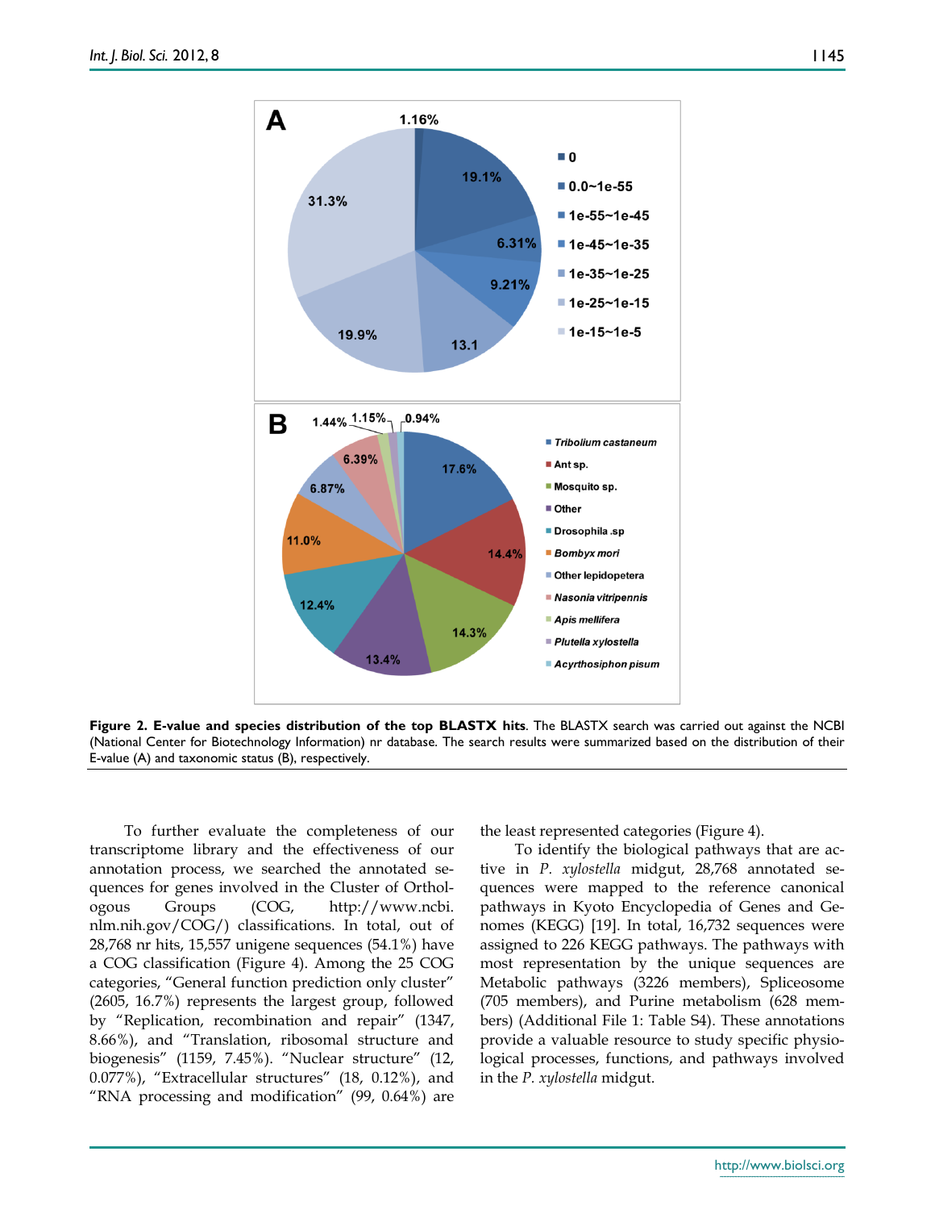**Figure 2. E-value and species distribution of the top BLASTX hits**. The BLASTX search was carried out against the NCBI (National Center for Biotechnology Information) nr database. The search results were summarized based on the distribution of their E-value (A) and taxonomic status (B), respectively.

To further evaluate the completeness of our transcriptome library and the effectiveness of our annotation process, we searched the annotated sequences for genes involved in the Cluster of Orthologous Groups (COG, http://www.ncbi.nlm.nih.gov/COG/) classifications. In total, out of 28,768 nr hits, 15,557 unigene sequences (54.1%) have a COG classification (Figure 4). Among the 25 COG categories, "General function prediction only cluster" (2605, 16.7%) represents the largest group, followed by "Replication, recombination and repair" (1347, 8.66%), and "Translation, ribosomal structure and biogenesis" (1159, 7.45%). "Nuclear structure" (12, 0.077%), "Extracellular structures" (18, 0.12%), and "RNA processing and modification" (99, 0.64%) are the least represented categories (Figure 4).

To identify the biological pathways that are active in *P. xylostella* midgut, 28,768 annotated sequences were mapped to the canonical pathways in Kyoto Encyclopedia of Genes and Genomes (KEGG) [19]. In total, 16,732 sequences were assigned to 226 KEGG pathways. The pathways with most representation by the unique sequences are Metabolic pathways (3226 members), Spliceosome (705 members), and Purine metabolism (628 members) (Additional File 1: Table S4). These annotations provide a valuable resource to study specific physiological processes, functions, and pathways involved in the *P. xylostella* midgut.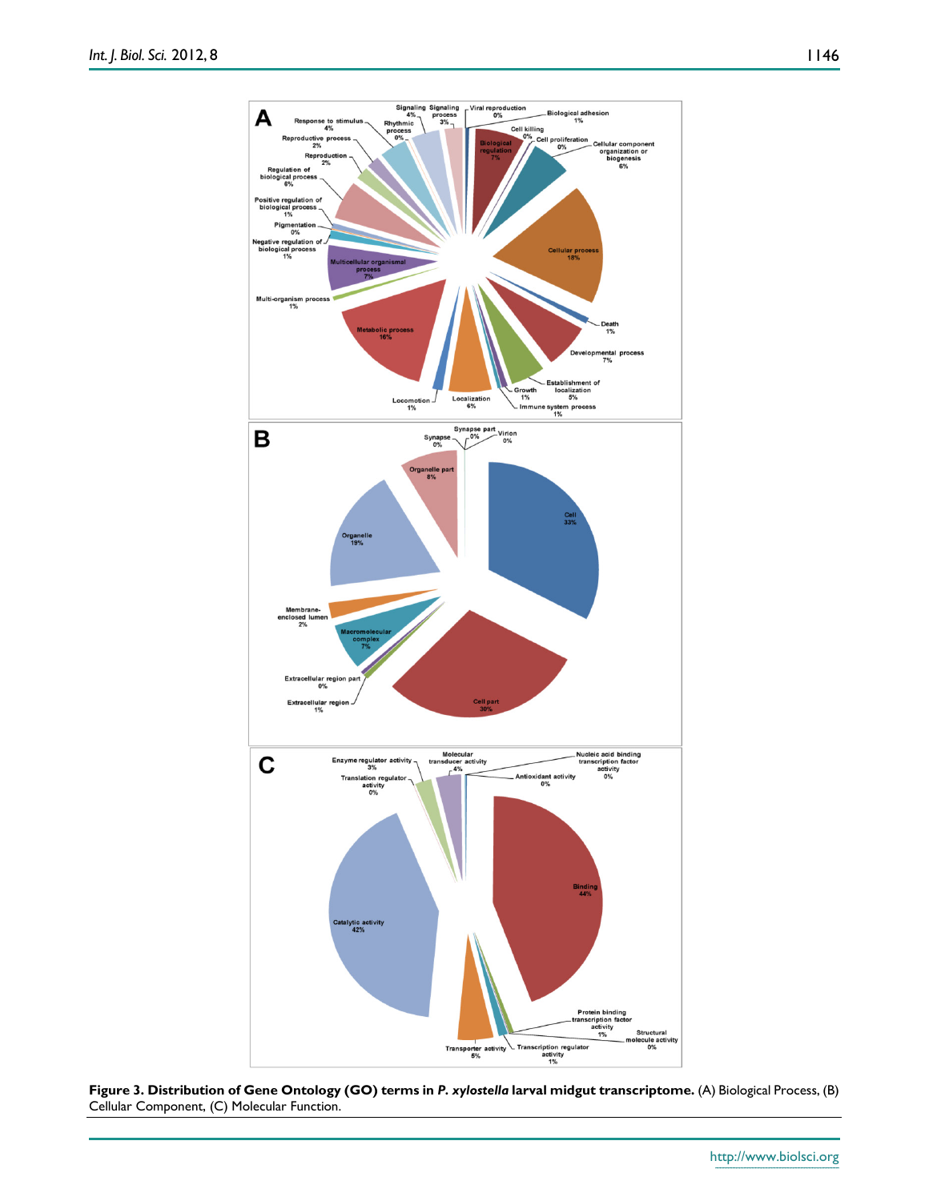**Figure 3. Distribution of Gene Ontology (GO) terms in *P. xylostella* larval midgut transcriptome.** (A) Biological Process, (B) Cellular Component, (C) Molecular Function.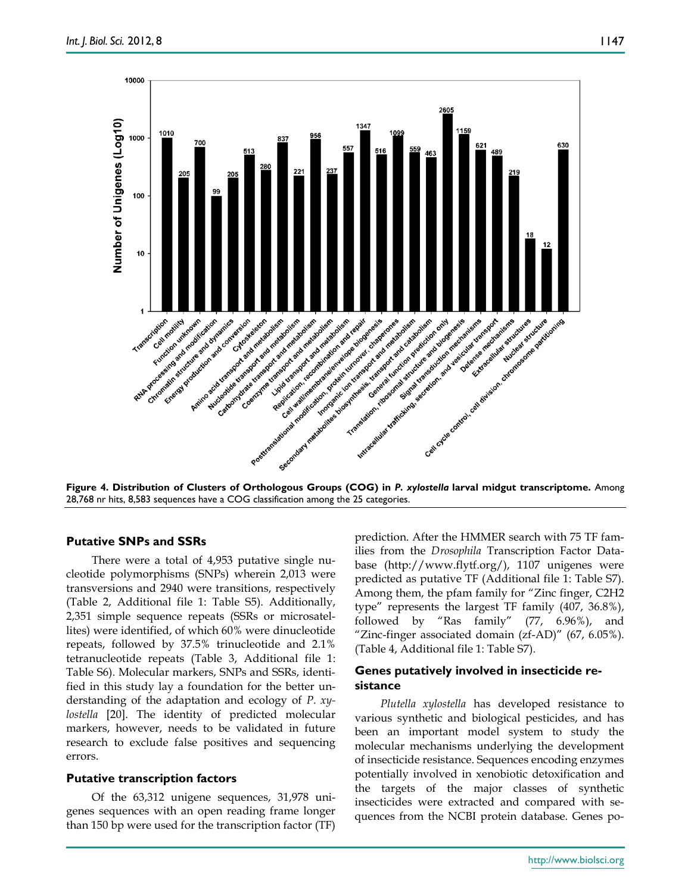**Figure 4. Distribution of Clusters of Orthologous Groups (COG) in *P. xylostella* larval midgut transcriptome.** Among 28,768 nr hits, 8,583 sequences have a COG classification among the 25 categories.

### Putative SNPs and SSRs

There were a total of 4,953 putative single nucleotide polymorphisms (SNPs) wherein 2,013 were transversions and 2940 were transitions, respectively (Table 2, Additional file 1: Table S5). Additionally, 2,351 simple sequence repeats (SSRs or microsatellites) were identified, of which 60% were dinucleotide repeats, followed by 37.5% trinucleotide and 2.1% tetranucleotide repeats (Table 3, Additional file 1: Table S6). Molecular markers, SNPs and SSRs, identified in this study lay a foundation for the better understanding of the adaptation and ecology of *P. xylostella* [20]. The identity of predicted molecular markers, however, needs to be validated in future research to exclude false positives and sequencing errors.

### Putative transcription factors

Of the 63,312 unigene sequences, 31,978 unigenes sequences with an open reading frame longer than 150 bp were used for the transcription factor (TF) prediction. After the HMMER search with 75 TF families from the *Drosophila* Transcription Factor Database (http://www.flytf.org/), 1107 unigenes were predicted as putative TF (Additional file 1: Table S7). Among them, the pfam family for "Zinc finger, C2H2 type" represents the largest TF family (407, 36.8%), followed by "Ras family" (77, 6.96%), and "Zinc-finger associated domain (zf-AD)" (67, 6.05%). (Table 4, Additional file 1: Table S7).

### Genes putatively involved in insecticide resistance

*Plutella xylostella* has developed resistance to various synthetic and biological pesticides, and has been an important model system to study the molecular mechanisms underlying the development of insecticide resistance. Sequences encoding enzymes potentially involved in xenobiotic detoxification and the targets of the major classes of synthetic insecticides were extracted and compared with sequences from the NCBI protein database. Genes po-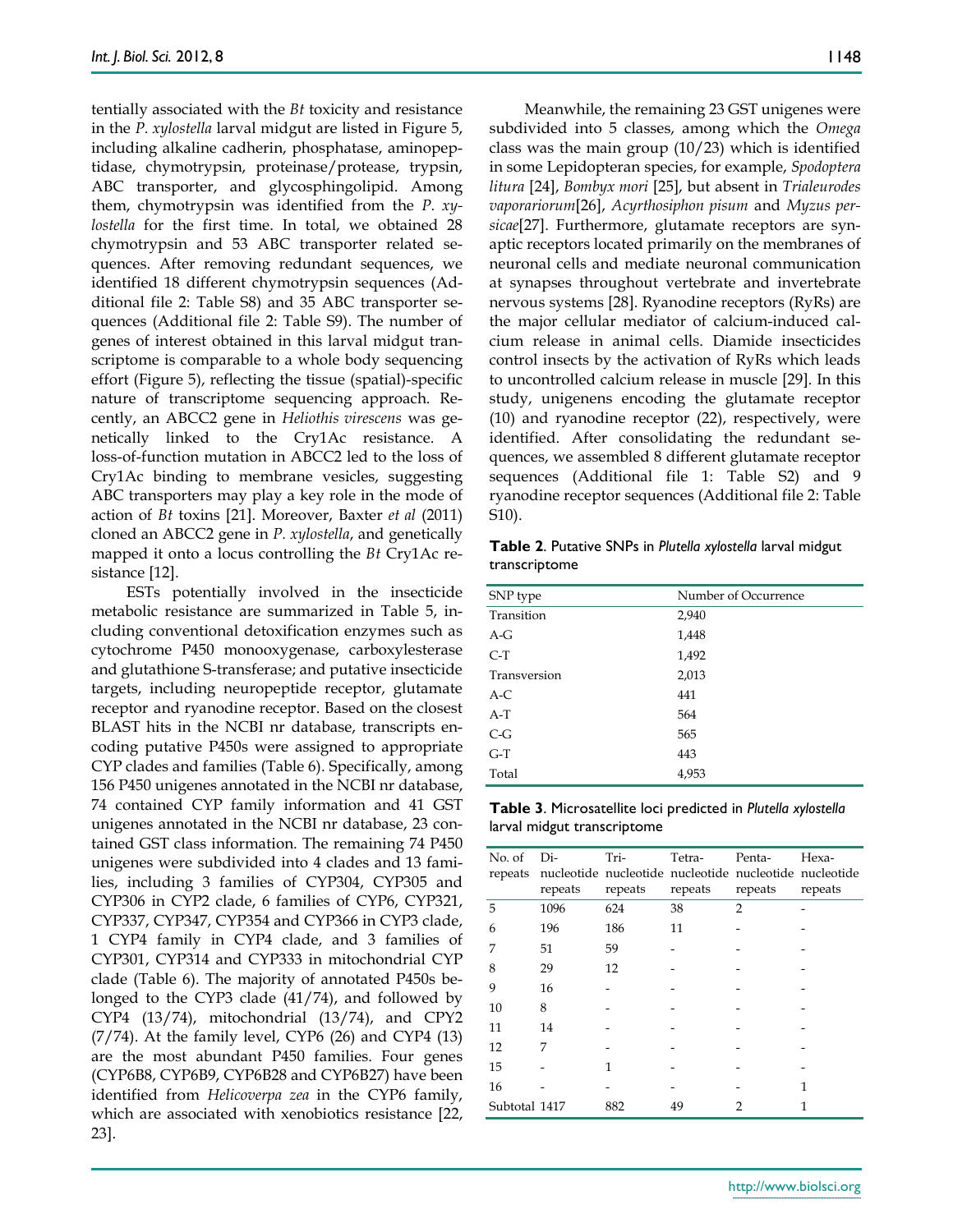tentially associated with the *Bt* toxicity and resistance in the *P. xylostella* larval midgut are listed in Figure 5, including alkaline cadherin, phosphatase, aminopeptidase, chymotrypsin, proteinase/protease, trypsin, ABC transporter, and glycosphingolipid. Among them, chymotrypsin was identified from the *P. xylostella* for the first time. In total, we obtained 28 chymotrypsin and 53 ABC transporter related sequences. After removing redundant sequences, we identified 18 different chymotrypsin sequences (Additional file 2: Table S8) and 35 ABC transporter sequences (Additional file 2: Table S9). The number of genes of interest obtained in this larval midgut transcriptome is comparable to a whole body sequencing effort (Figure 5), reflecting the tissue (spatial)-specific nature of transcriptome sequencing approach. Recently, an ABCC2 gene in *Heliothis virescens* was genetically linked to the Cry1Ac resistance. A loss-of-function mutation in ABCC2 led to the loss of Cry1Ac binding to membrane vesicles, suggesting ABC transporters may play a key role in the mode of action of *Bt* toxins [21]. Moreover, Baxter *et al* (2011) cloned an ABCC2 gene in *P. xylostella*, and genetically mapped it onto a locus controlling the *Bt* Cry1Ac resistance [12].

ESTs potentially involved in the insecticide metabolic resistance are summarized in Table 5, including conventional detoxification enzymes such as cytochrome P450 monooxygenase, carboxylesterase and glutathione S-transferase; and putative insecticide targets, including neuropeptide receptor, glutamate receptor and ryanodine receptor. Based on the closest BLAST hits in the NCBI nr database, transcripts encoding putative P450s were assigned to appropriate CYP clades and families (Table 6). Specifically, among 156 P450 unigenes annotated in the NCBI nr database, 74 contained CYP family information and 41 GST unigenes annotated in the NCBI nr database, 23 contained GST class information. The remaining 74 P450 unigenes were subdivided into 4 clades and 13 families, including 3 families of CYP304, CYP305 and CYP306 in CYP2 clade, 6 families of CYP6, CYP321, CYP337, CYP347, CYP354 and CYP366 in CYP3 clade, 1 CYP4 family in CYP4 clade, and 3 families of CYP301, CYP314 and CYP333 in mitochondrial CYP clade (Table 6). The majority of annotated P450s belonged to the CYP3 clade (41/74), and followed by CYP4 (13/74), mitochondrial (13/74), and CPY2 (7/74). At the family level, CYP6 (26) and CYP4 (13) are the most abundant P450 families. Four genes (CYP6B8, CYP6B9, CYP6B28 and CYP6B27) have been identified from *Helicoverpa zea* in the CYP6 family, which are associated with xenobiotics resistance [22, 23].

Meanwhile, the remaining 23 GST unigenes were subdivided into 5 classes, among which the *Omega* class was the main group (10/23) which is identified in some Lepidopteran species, for example, *Spodoptera litura* [24], *Bombyx mori* [25], but absent in *Trialeurodes vaporariorum*[26], *Acyrthosiphon pisum* and *Myzus persicae*[27]. Furthermore, glutamate receptors are synaptic receptors located primarily on the membranes of neuronal cells and mediate neuronal communication at synapses throughout vertebrate and invertebrate nervous systems [28]. Ryanodine receptors (RyRs) are the major cellular mediator of calcium-induced calcium release in animal cells. Diamide insecticides control insects by the activation of RyRs which leads to uncontrolled calcium release in muscle [29]. In this study, unigenens encoding the glutamate receptor (10) and ryanodine receptor (22), respectively, were identified. After consolidating the redundant sequences, we assembled 8 different glutamate receptor sequences (Additional file 1: Table S2) and 9 ryanodine receptor sequences (Additional file 2: Table S10).

**Table 2**. Putative SNPs in *Plutella xylostella* larval midgut transcriptome

| SNP type | Number of Occurrence |
|---|---|
| Transition | 2,940 |
| A-G | 1,448 |
| C-T | 1,492 |
| Transversion | 2,013 |
| A-C | 441 |
| A-T | 564 |
| C-G | 565 |
| G-T | 443 |
| Total | 4,953 |

**Table 3**. Microsatellite loci predicted in *Plutella xylostella* larval midgut transcriptome

| No. of repeats | Di-nucleotide repeats | Tri-nucleotide repeats | Tetra-nucleotide repeats | Penta-nucleotide repeats | Hexa-nucleotide repeats |
|---|---|---|---|---|---|
| 5 | 1096 | 624 | 38 | 2 | - |
| 6 | 196 | 186 | 11 | - | - |
| 7 | 51 | 59 | - | - | - |
| 8 | 29 | 12 | - | - | - |
| 9 | 16 | - | - | - | - |
| 10 | 8 | - | - | - | - |
| 11 | 14 | - | - | - | - |
| 12 | 7 | - | - | - | - |
| 15 | - | 1 | - | - | - |
| 16 | - | - | - | - | 1 |
| Subtotal | 1417 | 882 | 49 | 2 | 1 |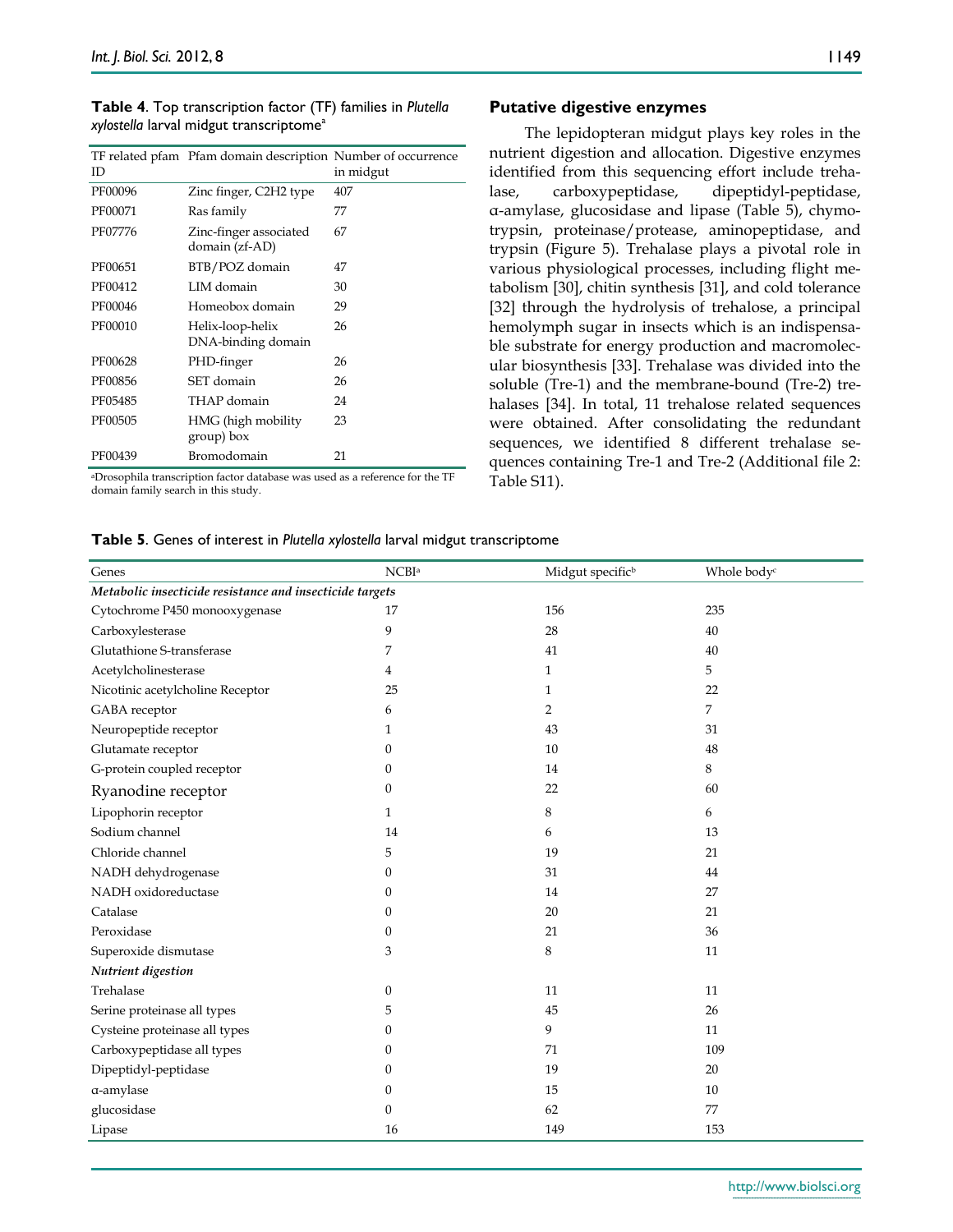**Table 4**. Top transcription factor (TF) families in *Plutella xylostella* larval midgut transcriptome[a]

| TF related pfam ID | Pfam domain description | Number of occurrence in midgut |
|---|---|---|
| PF00096 | Zinc finger, C2H2 type | 407 |
| PF00071 | Ras family | 77 |
| PF07776 | Zinc-finger associated domain (zf-AD) | 67 |
| PF00651 | BTB/POZ domain | 47 |
| PF00412 | LIM domain | 30 |
| PF00046 | Homeobox domain | 29 |
| PF00010 | Helix-loop-helix DNA-binding domain | 26 |
| PF00628 | PHD-finger | 26 |
| PF00856 | SET domain | 26 |
| PF05485 | THAP domain | 24 |
| PF00505 | HMG (high mobility group) box | 23 |
| PF00439 | Bromodomain | 21 |

[a]Drosophila transcription factor database was used as a reference for the TF domain family search in this study.

## Putative digestive enzymes

The lepidopteran midgut plays key roles in the nutrient digestion and allocation. Digestive enzymes identified from this sequencing effort include trehalase, carboxypeptidase, dipeptidyl-peptidase, α-amylase, glucosidase and lipase (Table 5), chymotrypsin, proteinase/protease, aminopeptidase, and trypsin (Figure 5). Trehalase plays a pivotal role in various physiological processes, including flight metabolism [30], chitin synthesis [31], and cold tolerance [32] through the hydrolysis of trehalose, a principal hemolymph sugar in insects which is an indispensable substrate for energy production and macromolecular biosynthesis [33]. Trehalase was divided into the soluble (Tre-1) and the membrane-bound (Tre-2) trehalases [34]. In total, 11 trehalose related sequences were obtained. After consolidating the redundant sequences, we identified 8 different trehalase sequences containing Tre-1 and Tre-2 (Additional file 2: Table S11).

**Table 5**. Genes of interest in *Plutella xylostella* larval midgut transcriptome

| Genes | NCBI[a] | Midgut specific[b] | Whole body[c] |
|---|---|---|---|
| *Metabolic insecticide resistance and insecticide targets* | | | |
| Cytochrome P450 monooxygenase | 17 | 156 | 235 |
| Carboxylesterase | 9 | 28 | 40 |
| Glutathione S-transferase | 7 | 41 | 40 |
| Acetylcholinesterase | 4 | 1 | 5 |
| Nicotinic acetylcholine Receptor | 25 | 1 | 22 |
| GABA receptor | 6 | 2 | 7 |
| Neuropeptide receptor | 1 | 43 | 31 |
| Glutamate receptor | 0 | 10 | 48 |
| G-protein coupled receptor | 0 | 14 | 8 |
| Ryanodine receptor | 0 | 22 | 60 |
| Lipophorin receptor | 1 | 8 | 6 |
| Sodium channel | 14 | 6 | 13 |
| Chloride channel | 5 | 19 | 21 |
| NADH dehydrogenase | 0 | 31 | 44 |
| NADH oxidoreductase | 0 | 14 | 27 |
| Catalase | 0 | 20 | 21 |
| Peroxidase | 0 | 21 | 36 |
| Superoxide dismutase | 3 | 8 | 11 |
| *Nutrient digestion* | | | |
| Trehalase | 0 | 11 | 11 |
| Serine proteinase all types | 5 | 45 | 26 |
| Cysteine proteinase all types | 0 | 9 | 11 |
| Carboxypeptidase all types | 0 | 71 | 109 |
| Dipeptidyl-peptidase | 0 | 19 | 20 |
| α-amylase | 0 | 15 | 10 |
| glucosidase | 0 | 62 | 77 |
| Lipase | 16 | 149 | 153 |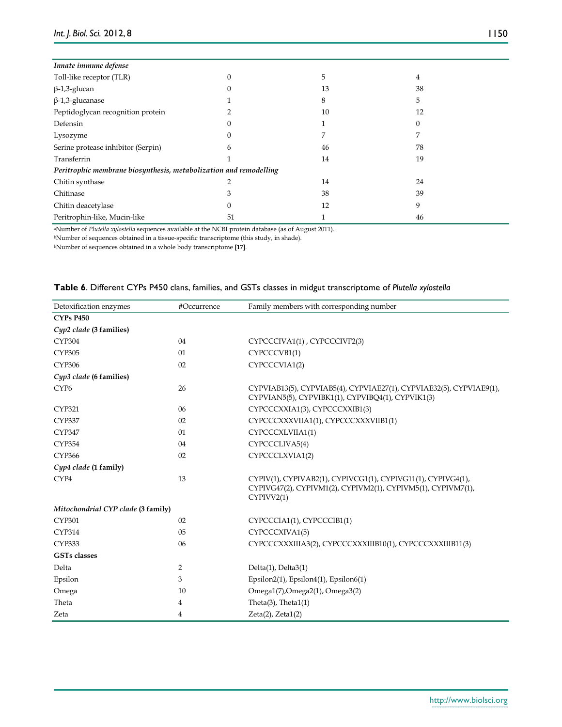| | | | |
|---|---|---|---|
| ***Innate immune defense*** | | | |
| Toll-like receptor (TLR) | 0 | 5 | 4 |
| β-1,3-glucan | 0 | 13 | 38 |
| β-1,3-glucanase | 1 | 8 | 5 |
| Peptidoglycan recognition protein | 2 | 10 | 12 |
| Defensin | 0 | 1 | 0 |
| Lysozyme | 0 | 7 | 7 |
| Serine protease inhibitor (Serpin) | 6 | 46 | 78 |
| Transferrin | 1 | 14 | 19 |
| ***Peritrophic membrane biosynthesis, metabolization and remodelling*** | | | |
| Chitin synthase | 2 | 14 | 24 |
| Chitinase | 3 | 38 | 39 |
| Chitin deacetylase | 0 | 12 | 9 |
| Peritrophin-like, Mucin-like | 51 | 1 | 46 |

[a]Number of *Plutella xylostella* sequences available at the NCBI protein database (as of August 2011).
[b]Number of sequences obtained in a tissue-specific transcriptome (this study, in shade).
[b]Number of sequences obtained in a whole body transcriptome **[17]**.

**Table 6**. Different CYPs P450 clans, families, and GSTs classes in midgut transcriptome of *Plutella xylostella*

| Detoxification enzymes | #Occurrence | Family members with corresponding number |
|---|---|---|
| **CYPs P450** | | |
| ***Cyp2 clade* (3 families)** | | |
| CYP304 | 04 | CYPCCCIVA1(1) , CYPCCCIVF2(3) |
| CYP305 | 01 | CYPCCCVB1(1) |
| CYP306 | 02 | CYPCCCVIA1(2) |
| ***Cyp3 clade* (6 families)** | | |
| CYP6 | 26 | CYPVIAB13(5), CYPVIAB5(4), CYPVIAE27(1), CYPVIAE32(5), CYPVIAE9(1), CYPVIAN5(5), CYPVIBK1(1), CYPVIBQ4(1), CYPVIK1(3) |
| CYP321 | 06 | CYPCCCXXIA1(3), CYPCCCXXIB1(3) |
| CYP337 | 02 | CYPCCCXXXVIIA1(1), CYPCCCXXXVIIB1(1) |
| CYP347 | 01 | CYPCCCXLVIIA1(1) |
| CYP354 | 04 | CYPCCCLIVA5(4) |
| CYP366 | 02 | CYPCCCLXVIA1(2) |
| ***Cyp4 clade* (1 family)** | | |
| CYP4 | 13 | CYPIV(1), CYPIVAB2(1), CYPIVCG1(1), CYPIVG11(1), CYPIVG4(1), CYPIVG47(2), CYPIVM1(2), CYPIVM2(1), CYPIVM5(1), CYPIVM7(1), CYPIVV2(1) |
| ***Mitochondrial CYP clade* (3 family)** | | |
| CYP301 | 02 | CYPCCCIA1(1), CYPCCCIB1(1) |
| CYP314 | 05 | CYPCCCXIVA1(5) |
| CYP333 | 06 | CYPCCCXXXIIIA3(2), CYPCCCXXXIIIB10(1), CYPCCCXXXIIIB11(3) |
| **GSTs classes** | | |
| Delta | 2 | Delta(1), Delta3(1) |
| Epsilon | 3 | Epsilon2(1), Epsilon4(1), Epsilon6(1) |
| Omega | 10 | Omega1(7),Omega2(1), Omega3(2) |
| Theta | 4 | Theta(3), Theta1(1) |
| Zeta | 4 | Zeta(2), Zeta1(2) |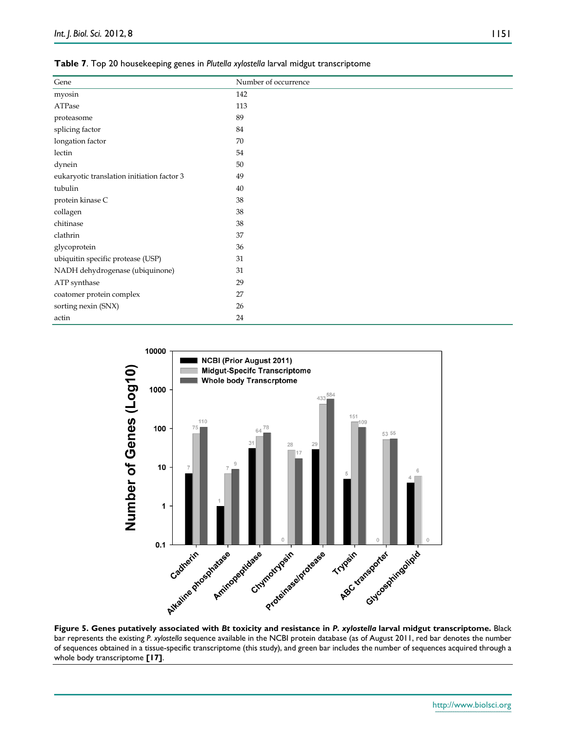**Table 7**. Top 20 housekeeping genes in *Plutella xylostella* larval midgut transcriptome

| Gene | Number of occurrence |
|---|---|
| myosin | 142 |
| ATPase | 113 |
| proteasome | 89 |
| splicing factor | 84 |
| longation factor | 70 |
| lectin | 54 |
| dynein | 50 |
| eukaryotic translation initiation factor 3 | 49 |
| tubulin | 40 |
| protein kinase C | 38 |
| collagen | 38 |
| chitinase | 38 |
| clathrin | 37 |
| glycoprotein | 36 |
| ubiquitin specific protease (USP) | 31 |
| NADH dehydrogenase (ubiquinone) | 31 |
| ATP synthase | 29 |
| coatomer protein complex | 27 |
| sorting nexin (SNX) | 26 |
| actin | 24 |

**Figure 5. Genes putatively associated with *Bt* toxicity and resistance in *P. xylostella* larval midgut transcriptome.** Black bar represents the existing *P. xylostella* sequence available in the NCBI protein database (as of August 2011, red bar denotes the number of sequences obtained in a tissue-specific transcriptome (this study), and green bar includes the number of sequences acquired through a whole body transcriptome **[17]**.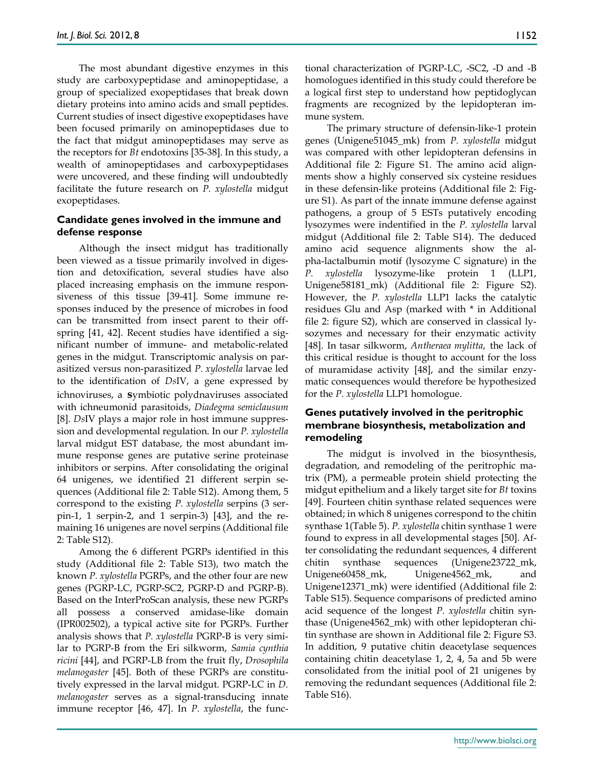The most abundant digestive enzymes in this study are carboxypeptidase and aminopeptidase, a group of specialized exopeptidases that break down dietary proteins into amino acids and small peptides. Current studies of insect digestive exopeptidases have been focused primarily on aminopeptidases due to the fact that midgut aminopeptidases may serve as the receptors for *Bt* endotoxins [35-38]. In this study, a wealth of aminopeptidases and carboxypeptidases were uncovered, and these finding will undoubtedly facilitate the future research on *P. xylostella* midgut exopeptidases.

### Candidate genes involved in the immune and defense response

Although the insect midgut has traditionally been viewed as a tissue primarily involved in digestion and detoxification, several studies have also placed increasing emphasis on the immune responsiveness of this tissue [39-41]. Some immune responses induced by the presence of microbes in food can be transmitted from insect parent to their offspring [41, 42]. Recent studies have identified a significant number of immune- and metabolic-related genes in the midgut. Transcriptomic analysis on parasitized versus non-parasitized *P. xylostella* larvae led to the identification of *Ds*IV, a gene expressed by ichnoviruses, a **s**ymbiotic polydnaviruses associated with ichneumonid parasitoids, *Diadegma semiclausum* [8]. *Ds*IV plays a major role in host immune suppression and developmental regulation. In our *P. xylostella* larval midgut EST database, the most abundant immune response genes are putative serine proteinase inhibitors or serpins. After consolidating the original 64 unigenes, we identified 21 different serpin sequences (Additional file 2: Table S12). Among them, 5 correspond to the existing *P. xylostella* serpins (3 serpin-1, 1 serpin-2, and 1 serpin-3) [43], and the remaining 16 unigenes are novel serpins (Additional file 2: Table S12).

Among the 6 different PGRPs identified in this study (Additional file 2: Table S13), two match the known *P. xylostella* PGRPs, and the other four are new genes (PGRP-LC, PGRP-SC2, PGRP-D and PGRP-B). Based on the InterProScan analysis, these new PGRPs all possess a conserved amidase-like domain (IPR002502), a typical active site for PGRPs. Further analysis shows that *P. xylostella* PGRP-B is very similar to PGRP-B from the Eri silkworm, *Samia cynthia ricini* [44], and PGRP-LB from the fruit fly, *Drosophila melanogaster* [45]. Both of these PGRPs are constitutively expressed in the larval midgut. PGRP-LC in *D. melanogaster* serves as a signal-transducing innate immune receptor [46, 47]. In *P. xylostella*, the functional characterization of PGRP-LC, -SC2, -D and -B homologues identified in this study could therefore be a logical first step to understand how peptidoglycan fragments are recognized by the lepidopteran immune system.

The primary structure of defensin-like-1 protein genes (Unigene51045_mk) from *P. xylostella* midgut was compared with other lepidopteran defensins in Additional file 2: Figure S1. The amino acid alignments show a highly conserved six cysteine residues in these defensin-like proteins (Additional file 2: Figure S1). As part of the innate immune defense against pathogens, a group of 5 ESTs putatively encoding lysozymes were indentified in the *P. xylostella* larval midgut (Additional file 2: Table S14). The deduced amino acid sequence alignments show the alpha-lactalbumin motif (lysozyme C signature) in the *P. xylostella* lysozyme-like protein 1 (LLP1, Unigene58181_mk) (Additional file 2: Figure S2). However, the *P. xylostella* LLP1 lacks the catalytic residues Glu and Asp (marked with * in Additional file 2: figure S2), which are conserved in classical lysozymes and necessary for their enzymatic activity [48]. In tasar silkworm, *Antheraea mylitta*, the lack of this critical residue is thought to account for the loss of muramidase activity [48], and the similar enzymatic consequences would therefore be hypothesized for the *P. xylostella* LLP1 homologue.

### Genes putatively involved in the peritrophic membrane biosynthesis, metabolization and remodeling

The midgut is involved in the biosynthesis, degradation, and remodeling of the peritrophic matrix (PM), a permeable protein shield protecting the midgut epithelium and a likely target site for *Bt* toxins [49]. Fourteen chitin synthase related sequences were obtained; in which 8 unigenes correspond to the chitin synthase 1(Table 5). *P. xylostella* chitin synthase 1 were found to express in all developmental stages [50]. After consolidating the redundant sequences, 4 different chitin synthase sequences (Unigene23722_mk, Unigene60458_mk, Unigene4562_mk, and Unigene12371_mk) were identified (Additional file 2: Table S15). Sequence comparisons of predicted amino acid sequence of the longest *P. xylostella* chitin synthase (Unigene4562_mk) with other lepidopteran chitin synthase are shown in Additional file 2: Figure S3. In addition, 9 putative chitin deacetylase sequences containing chitin deacetylase 1, 2, 4, 5a and 5b were consolidated from the initial pool of 21 unigenes by removing the redundant sequences (Additional file 2: Table S16).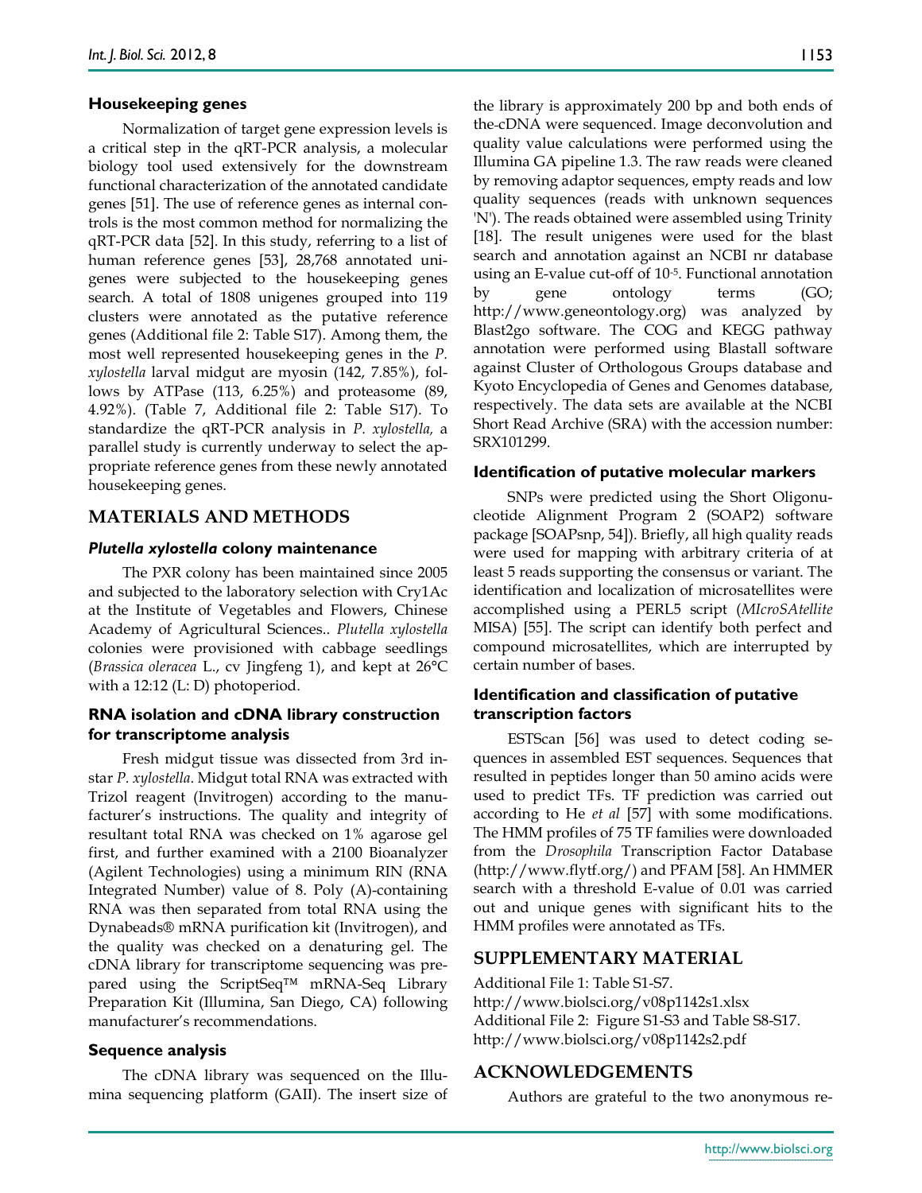### Housekeeping genes

Normalization of target gene expression levels is a critical step in the qRT-PCR analysis, a molecular biology tool used extensively for the downstream functional characterization of the annotated candidate genes [51]. The use of reference genes as internal controls is the most common method for normalizing the qRT-PCR data [52]. In this study, referring to a list of human reference genes [53], 28,768 annotated unigenes were subjected to the housekeeping genes search. A total of 1808 unigenes grouped into 119 clusters were annotated as the putative reference genes (Additional file 2: Table S17). Among them, the most well represented housekeeping genes in the *P. xylostella* larval midgut are myosin (142, 7.85%), follows by ATPase (113, 6.25%) and proteasome (89, 4.92%). (Table 7, Additional file 2: Table S17). To standardize the qRT-PCR analysis in *P. xylostella,* a parallel study is currently underway to select the appropriate reference genes from these newly annotated housekeeping genes.

## MATERIALS AND METHODS

### *Plutella xylostella* colony maintenance

The PXR colony has been maintained since 2005 and subjected to the laboratory selection with Cry1Ac at the Institute of Vegetables and Flowers, Chinese Academy of Agricultural Sciences.. *Plutella xylostella* colonies were provisioned with cabbage seedlings (*Brassica oleracea* L., cv Jingfeng 1), and kept at 26°C with a 12:12 (L: D) photoperiod.

### RNA isolation and cDNA library construction for transcriptome analysis

Fresh midgut tissue was dissected from 3rd instar *P. xylostella*. Midgut total RNA was extracted with Trizol reagent (Invitrogen) according to the manufacturer's instructions. The quality and integrity of resultant total RNA was checked on 1% agarose gel first, and further examined with a 2100 Bioanalyzer (Agilent Technologies) using a minimum RIN (RNA Integrated Number) value of 8. Poly (A)-containing RNA was then separated from total RNA using the Dynabeads® mRNA purification kit (Invitrogen), and the quality was checked on a denaturing gel. The cDNA library for transcriptome sequencing was prepared using the ScriptSeq™ mRNA-Seq Library Preparation Kit (Illumina, San Diego, CA) following manufacturer's recommendations.

### Sequence analysis

The cDNA library was sequenced on the Illumina sequencing platform (GAII). The insert size of the library is approximately 200 bp and both ends of the cDNA were sequenced. Image deconvolution and quality value calculations were performed using the Illumina GA pipeline 1.3. The raw reads were cleaned by removing adaptor sequences, empty reads and low quality sequences (reads with unknown sequences 'N'). The reads obtained were assembled using Trinity [18]. The result unigenes were used for the blast search and annotation against an NCBI nr database using an E-value cut-off of $10^{-5}$. Functional annotation by gene ontology terms (GO; http://www.geneontology.org) was analyzed by Blast2go software. The COG and KEGG pathway annotation were performed using Blastall software against Cluster of Orthologous Groups database and Kyoto Encyclopedia of Genes and Genomes database, respectively. The data sets are available at the NCBI Short Read Archive (SRA) with the accession number: SRX101299.

### Identification of putative molecular markers

SNPs were predicted using the Short Oligonucleotide Alignment Program 2 (SOAP2) software package [SOAPsnp, 54]). Briefly, all high quality reads were used for mapping with arbitrary criteria of at least 5 reads supporting the consensus or variant. The identification and localization of microsatellites were accomplished using a PERL5 script (*MIcroSAtellite* MISA) [55]. The script can identify both perfect and compound microsatellites, which are interrupted by certain number of bases.

### Identification and classification of putative transcription factors

ESTScan [56] was used to detect coding sequences in assembled EST sequences. Sequences that resulted in peptides longer than 50 amino acids were used to predict TFs. TF prediction was carried out according to He *et al* [57] with some modifications. The HMM profiles of 75 TF families were downloaded from the *Drosophila* Transcription Factor Database (http://www.flytf.org/) and PFAM [58]. An HMMER search with a threshold E-value of 0.01 was carried out and unique genes with significant hits to the HMM profiles were annotated as TFs.

## SUPPLEMENTARY MATERIAL

Additional File 1: Table S1-S7.
http://www.biolsci.org/v08p1142s1.xlsx
Additional File 2: Figure S1-S3 and Table S8-S17.
http://www.biolsci.org/v08p1142s2.pdf

## ACKNOWLEDGEMENTS

Authors are grateful to the two anonymous re-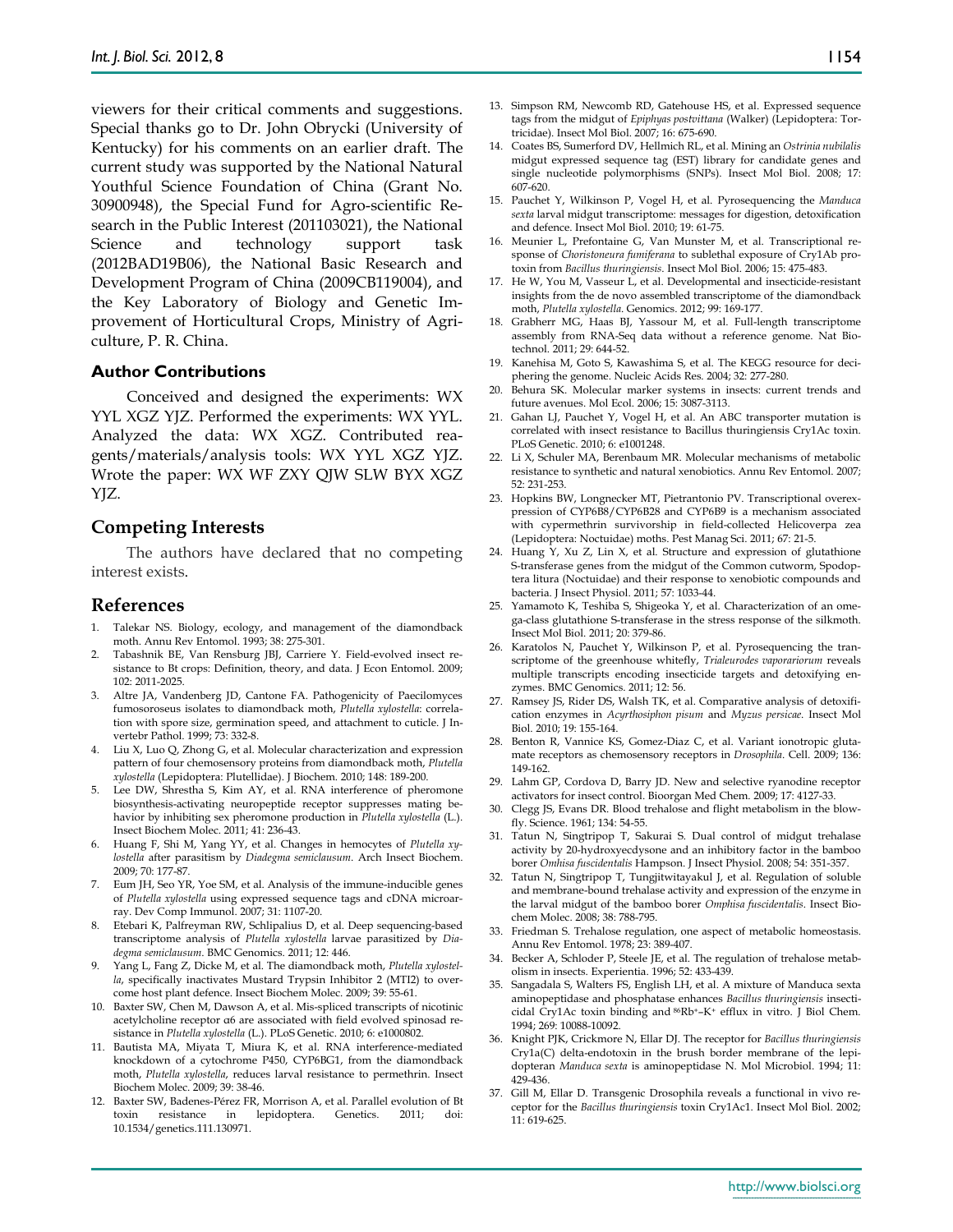viewers for their critical comments and suggestions. Special thanks go to Dr. John Obrycki (University of Kentucky) for his comments on an earlier draft. The current study was supported by the National Natural Youthful Science Foundation of China (Grant No. 30900948), the Special Fund for Agro-scientific Research in the Public Interest (201103021), the National Science and technology support task (2012BAD19B06), the National Basic Research and Development Program of China (2009CB119004), and the Key Laboratory of Biology and Genetic Improvement of Horticultural Crops, Ministry of Agriculture, P. R. China.

### Author Contributions

Conceived and designed the experiments: WX YYL XGZ YJZ. Performed the experiments: WX YYL. Analyzed the data: WX XGZ. Contributed reagents/materials/analysis tools: WX YYL XGZ YJZ. Wrote the paper: WX WF ZXY QJW SLW BYX XGZ YJZ.

## Competing Interests

The authors have declared that no competing interest exists.

## References

1. Talekar NS. Biology, ecology, and management of the diamondback moth. Annu Rev Entomol. 1993; 38: 275-301.
2. Tabashnik BE, Van Rensburg JBJ, Carriere Y. Field-evolved insect resistance to Bt crops: Definition, theory, and data. J Econ Entomol. 2009; 102: 2011-2025.
3. Altre JA, Vandenberg JD, Cantone FA. Pathogenicity of Paecilomyces fumosoroseus isolates to diamondback moth, *Plutella xylostella*: correlation with spore size, germination speed, and attachment to cuticle. J Invertebr Pathol. 1999; 73: 332-8.
4. Liu X, Luo Q, Zhong G, et al. Molecular characterization and expression pattern of four chemosensory proteins from diamondback moth, *Plutella xylostella* (Lepidoptera: Plutellidae). J Biochem. 2010; 148: 189-200.
5. Lee DW, Shrestha S, Kim AY, et al. RNA interference of pheromone biosynthesis-activating neuropeptide receptor suppresses mating behavior by inhibiting sex pheromone production in *Plutella xylostella* (L.). Insect Biochem Molec. 2011; 41: 236-43.
6. Huang F, Shi M, Yang YY, et al. Changes in hemocytes of *Plutella xylostella* after parasitism by *Diadegma semiclausum*. Arch Insect Biochem. 2009; 70: 177-87.
7. Eum JH, Seo YR, Yoe SM, et al. Analysis of the immune-inducible genes of *Plutella xylostella* using expressed sequence tags and cDNA microarray. Dev Comp Immunol. 2007; 31: 1107-20.
8. Etebari K, Palfreyman RW, Schlipalius D, et al. Deep sequencing-based transcriptome analysis of *Plutella xylostella* larvae parasitized by *Diadegma semiclausum*. BMC Genomics. 2011; 12: 446.
9. Yang L, Fang Z, Dicke M, et al. The diamondback moth, *Plutella xylostella*, specifically inactivates Mustard Trypsin Inhibitor 2 (MTI2) to overcome host plant defence. Insect Biochem Molec. 2009; 39: 55-61.
10. Baxter SW, Chen M, Dawson A, et al. Mis-spliced transcripts of nicotinic acetylcholine receptor α6 are associated with field evolved spinosad resistance in *Plutella xylostella* (L.). PLoS Genetic. 2010; 6: e1000802.
11. Bautista MA, Miyata T, Miura K, et al. RNA interference-mediated knockdown of a cytochrome P450, CYP6BG1, from the diamondback moth, *Plutella xylostella*, reduces larval resistance to permethrin. Insect Biochem Molec. 2009; 39: 38-46.
12. Baxter SW, Badenes-Pérez FR, Morrison A, et al. Parallel evolution of Bt toxin resistance in lepidoptera. Genetics. 2011; doi: 10.1534/genetics.111.130971.
13. Simpson RM, Newcomb RD, Gatehouse HS, et al. Expressed sequence tags from the midgut of *Epiphyas postvittana* (Walker) (Lepidoptera: Tortricidae). Insect Mol Biol. 2007; 16: 675-690.
14. Coates BS, Sumerford DV, Hellmich RL, et al. Mining an *Ostrinia nubilalis* midgut expressed sequence tag (EST) library for candidate genes and single nucleotide polymorphisms (SNPs). Insect Mol Biol. 2008; 17: 607-620.
15. Pauchet Y, Wilkinson P, Vogel H, et al. Pyrosequencing the *Manduca sexta* larval midgut transcriptome: messages for digestion, detoxification and defence. Insect Mol Biol. 2010; 19: 61-75.
16. Meunier L, Prefontaine G, Van Munster M, et al. Transcriptional response of *Choristoneura fumiferana* to sublethal exposure of Cry1Ab protoxin from *Bacillus thuringiensis*. Insect Mol Biol. 2006; 15: 475-483.
17. He W, You M, Vasseur L, et al. Developmental and insecticide-resistant insights from the de novo assembled transcriptome of the diamondback moth, *Plutella xylostella*. Genomics. 2012; 99: 169-177.
18. Grabherr MG, Haas BJ, Yassour M, et al. Full-length transcriptome assembly from RNA-Seq data without a reference genome. Nat Biotechnol. 2011; 29: 644-52.
19. Kanehisa M, Goto S, Kawashima S, et al. The KEGG resource for deciphering the genome. Nucleic Acids Res. 2004; 32: 277-280.
20. Behura SK. Molecular marker systems in insects: current trends and future avenues. Mol Ecol. 2006; 15: 3087-3113.
21. Gahan LJ, Pauchet Y, Vogel H, et al. An ABC transporter mutation is correlated with insect resistance to Bacillus thuringiensis Cry1Ac toxin. PLoS Genetic. 2010; 6: e1001248.
22. Li X, Schuler MA, Berenbaum MR. Molecular mechanisms of metabolic resistance to synthetic and natural xenobiotics. Annu Rev Entomol. 2007; 52: 231-253.
23. Hopkins BW, Longnecker MT, Pietrantonio PV. Transcriptional overexpression of CYP6B8/CYP6B28 and CYP6B9 is a mechanism associated with cypermethrin survivorship in field-collected Helicoverpa zea (Lepidoptera: Noctuidae) moths. Pest Manag Sci. 2011; 67: 21-5.
24. Huang Y, Xu Z, Lin X, et al. Structure and expression of glutathione S-transferase genes from the midgut of the Common cutworm, Spodoptera litura (Noctuidae) and their response to xenobiotic compounds and bacteria. J Insect Physiol. 2011; 57: 1033-44.
25. Yamamoto K, Teshiba S, Shigeoka Y, et al. Characterization of an omega-class glutathione S-transferase in the stress response of the silkmoth. Insect Mol Biol. 2011; 20: 379-86.
26. Karatolos N, Pauchet Y, Wilkinson P, et al. Pyrosequencing the transcriptome of the greenhouse whitefly, *Trialeurodes vaporariorum* reveals multiple transcripts encoding insecticide targets and detoxifying enzymes. BMC Genomics. 2011; 12: 56.
27. Ramsey JS, Rider DS, Walsh TK, et al. Comparative analysis of detoxification enzymes in *Acyrthosiphon pisum* and *Myzus persicae*. Insect Mol Biol. 2010; 19: 155-164.
28. Benton R, Vannice KS, Gomez-Diaz C, et al. Variant ionotropic glutamate receptors as chemosensory receptors in *Drosophila*. Cell. 2009; 136: 149-162.
29. Lahm GP, Cordova D, Barry JD. New and selective ryanodine receptor activators for insect control. Bioorgan Med Chem. 2009; 17: 4127-33.
30. Clegg JS, Evans DR. Blood trehalose and flight metabolism in the blowfly. Science. 1961; 134: 54-55.
31. Tatun N, Singtripop T, Sakurai S. Dual control of midgut trehalase activity by 20-hydroxyecdysone and an inhibitory factor in the bamboo borer *Omhisa fuscidentalis* Hampson. J Insect Physiol. 2008; 54: 351-357.
32. Tatun N, Singtripop T, Tungjitwitayakul J, et al. Regulation of soluble and membrane-bound trehalase activity and expression of the enzyme in the larval midgut of the bamboo borer *Omphisa fuscidentalis*. Insect Biochem Molec. 2008; 38: 788-795.
33. Friedman S. Trehalose regulation, one aspect of metabolic homeostasis. Annu Rev Entomol. 1978; 23: 389-407.
34. Becker A, Schloder P, Steele JE, et al. The regulation of trehalose metabolism in insects. Experientia. 1996; 52: 433-439.
35. Sangadala S, Walters FS, English LH, et al. A mixture of Manduca sexta aminopeptidase and phosphatase enhances *Bacillus thuringiensis* insecticidal Cry1Ac toxin binding and $^{86}Rb^{+}$–$K^{+}$ efflux in vitro. J Biol Chem. 1994; 269: 10088-10092.
36. Knight PJK, Crickmore N, Ellar DJ. The receptor for *Bacillus thuringiensis* Cry1a(C) delta-endotoxin in the brush border membrane of the lepidopteran *Manduca sexta* is aminopeptidase N. Mol Microbiol. 1994; 11: 429-436.
37. Gill M, Ellar D. Transgenic Drosophila reveals a functional in vivo receptor for the *Bacillus thuringiensis* toxin Cry1Ac1. Insect Mol Biol. 2002; 11: 619-625.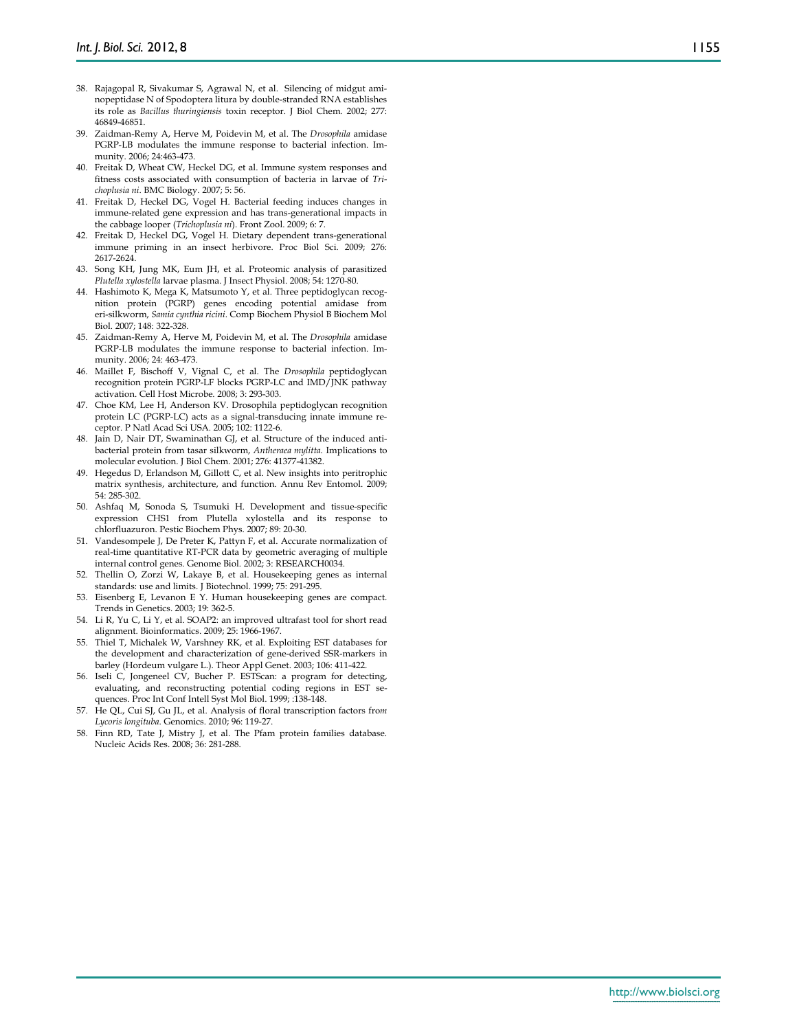38. Rajagopal R, Sivakumar S, Agrawal N, et al. Silencing of midgut aminopeptidase N of Spodoptera litura by double-stranded RNA establishes its role as *Bacillus thuringiensis* toxin receptor. J Biol Chem. 2002; 277: 46849-46851.
39. Zaidman-Remy A, Herve M, Poidevin M, et al. The *Drosophila* amidase PGRP-LB modulates the immune response to bacterial infection. Immunity. 2006; 24:463-473.
40. Freitak D, Wheat CW, Heckel DG, et al. Immune system responses and fitness costs associated with consumption of bacteria in larvae of *Trichoplusia ni*. BMC Biology. 2007; 5: 56.
41. Freitak D, Heckel DG, Vogel H. Bacterial feeding induces changes in immune-related gene expression and has trans-generational impacts in the cabbage looper (*Trichoplusia ni*). Front Zool. 2009; 6: 7.
42. Freitak D, Heckel DG, Vogel H. Dietary dependent trans-generational immune priming in an insect herbivore. Proc Biol Sci. 2009; 276: 2617-2624.
43. Song KH, Jung MK, Eum JH, et al. Proteomic analysis of parasitized *Plutella xylostella* larvae plasma. J Insect Physiol. 2008; 54: 1270-80.
44. Hashimoto K, Mega K, Matsumoto Y, et al. Three peptidoglycan recognition protein (PGRP) genes encoding potential amidase from eri-silkworm, *Samia cynthia ricini*. Comp Biochem Physiol B Biochem Mol Biol. 2007; 148: 322-328.
45. Zaidman-Remy A, Herve M, Poidevin M, et al. The *Drosophila* amidase PGRP-LB modulates the immune response to bacterial infection. Immunity. 2006; 24: 463-473.
46. Maillet F, Bischoff V, Vignal C, et al. The *Drosophila* peptidoglycan recognition protein PGRP-LF blocks PGRP-LC and IMD/JNK pathway activation. Cell Host Microbe. 2008; 3: 293-303.
47. Choe KM, Lee H, Anderson KV. Drosophila peptidoglycan recognition protein LC (PGRP-LC) acts as a signal-transducing innate immune receptor. P Natl Acad Sci USA. 2005; 102: 1122-6.
48. Jain D, Nair DT, Swaminathan GJ, et al. Structure of the induced antibacterial protein from tasar silkworm, *Antheraea mylitta*. Implications to molecular evolution. J Biol Chem. 2001; 276: 41377-41382.
49. Hegedus D, Erlandson M, Gillott C, et al. New insights into peritrophic matrix synthesis, architecture, and function. Annu Rev Entomol. 2009; 54: 285-302.
50. Ashfaq M, Sonoda S, Tsumuki H. Development and tissue-specific expression CHS1 from Plutella xylostella and its response to chlorfluazuron. Pestic Biochem Phys. 2007; 89: 20-30.
51. Vandesompele J, De Preter K, Pattyn F, et al. Accurate normalization of real-time quantitative RT-PCR data by geometric averaging of multiple internal control genes. Genome Biol. 2002; 3: RESEARCH0034.
52. Thellin O, Zorzi W, Lakaye B, et al. Housekeeping genes as internal standards: use and limits. J Biotechnol. 1999; 75: 291-295.
53. Eisenberg E, Levanon E Y. Human housekeeping genes are compact. Trends in Genetics. 2003; 19: 362-5.
54. Li R, Yu C, Li Y, et al. SOAP2: an improved ultrafast tool for short read alignment. Bioinformatics. 2009; 25: 1966-1967.
55. Thiel T, Michalek W, Varshney RK, et al. Exploiting EST databases for the development and characterization of gene-derived SSR-markers in barley (Hordeum vulgare L.). Theor Appl Genet. 2003; 106: 411-422.
56. Iseli C, Jongeneel CV, Bucher P. ESTScan: a program for detecting, evaluating, and reconstructing potential coding regions in EST sequences. Proc Int Conf Intell Syst Mol Biol. 1999; :138-148.
57. He QL, Cui SJ, Gu JL, et al. Analysis of floral transcription factors from *Lycoris longituba*. Genomics. 2010; 96: 119-27.
58. Finn RD, Tate J, Mistry J, et al. The Pfam protein families database. Nucleic Acids Res. 2008; 36: 281-288.